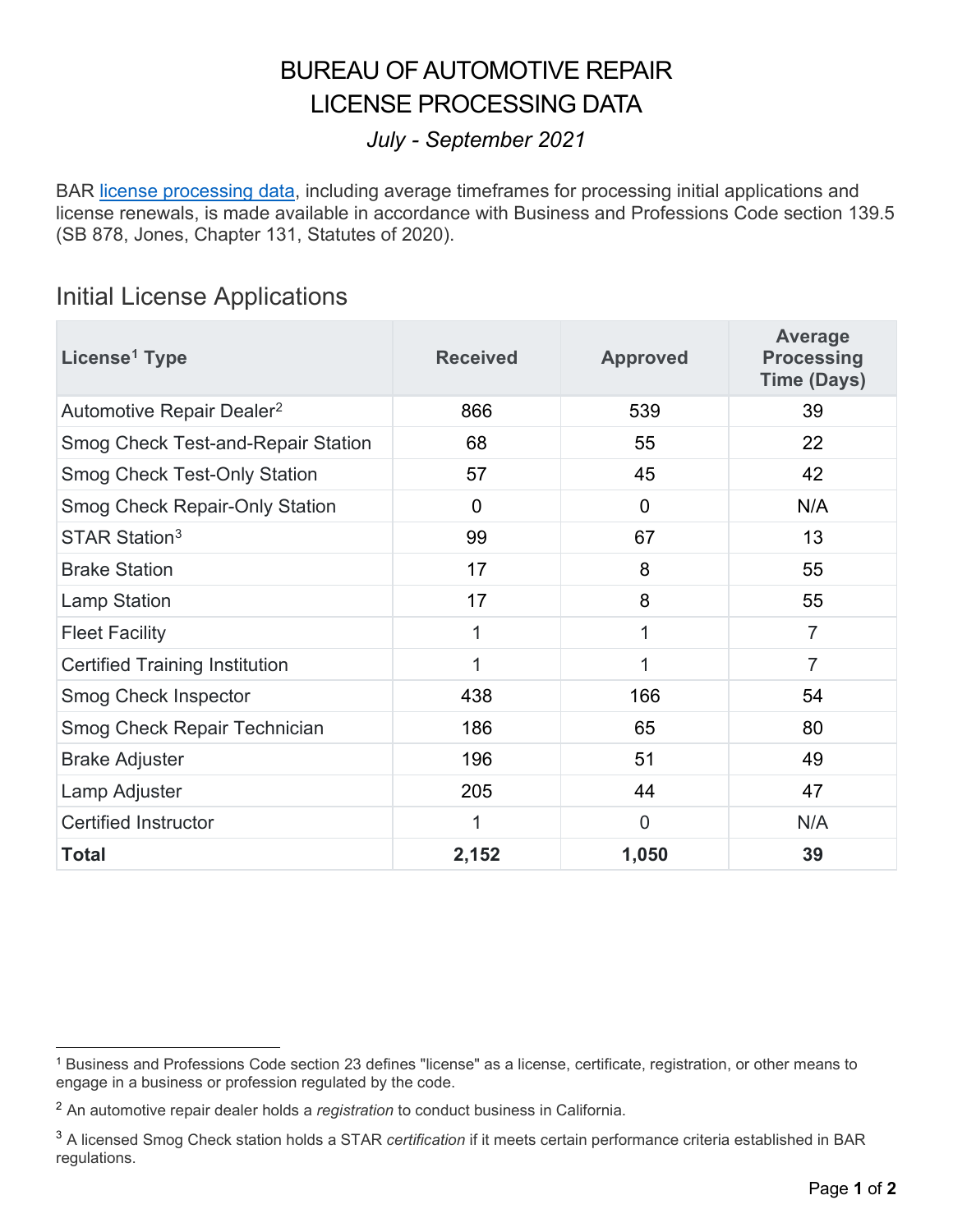# BUREAU OF AUTOMOTIVE REPAIR
# LICENSE PROCESSING DATA

*July - September 2021*

BAR license processing data, including average timeframes for processing initial applications and license renewals, is made available in accordance with Business and Professions Code section 139.5 (SB 878, Jones, Chapter 131, Statutes of 2020).

## Initial License Applications

| License[1] Type | Received | Approved | Average Processing Time (Days) |
|---|---|---|---|
| Automotive Repair Dealer[2] | 866 | 539 | 39 |
| Smog Check Test-and-Repair Station | 68 | 55 | 22 |
| Smog Check Test-Only Station | 57 | 45 | 42 |
| Smog Check Repair-Only Station | 0 | 0 | N/A |
| STAR Station[3] | 99 | 67 | 13 |
| Brake Station | 17 | 8 | 55 |
| Lamp Station | 17 | 8 | 55 |
| Fleet Facility | 1 | 1 | 7 |
| Certified Training Institution | 1 | 1 | 7 |
| Smog Check Inspector | 438 | 166 | 54 |
| Smog Check Repair Technician | 186 | 65 | 80 |
| Brake Adjuster | 196 | 51 | 49 |
| Lamp Adjuster | 205 | 44 | 47 |
| Certified Instructor | 1 | 0 | N/A |
| **Total** | **2,152** | **1,050** | **39** |

[1] Business and Professions Code section 23 defines "license" as a license, certificate, registration, or other means to engage in a business or profession regulated by the code.

[2] An automotive repair dealer holds a *registration* to conduct business in California.

[3] A licensed Smog Check station holds a STAR *certification* if it meets certain performance criteria established in BAR regulations.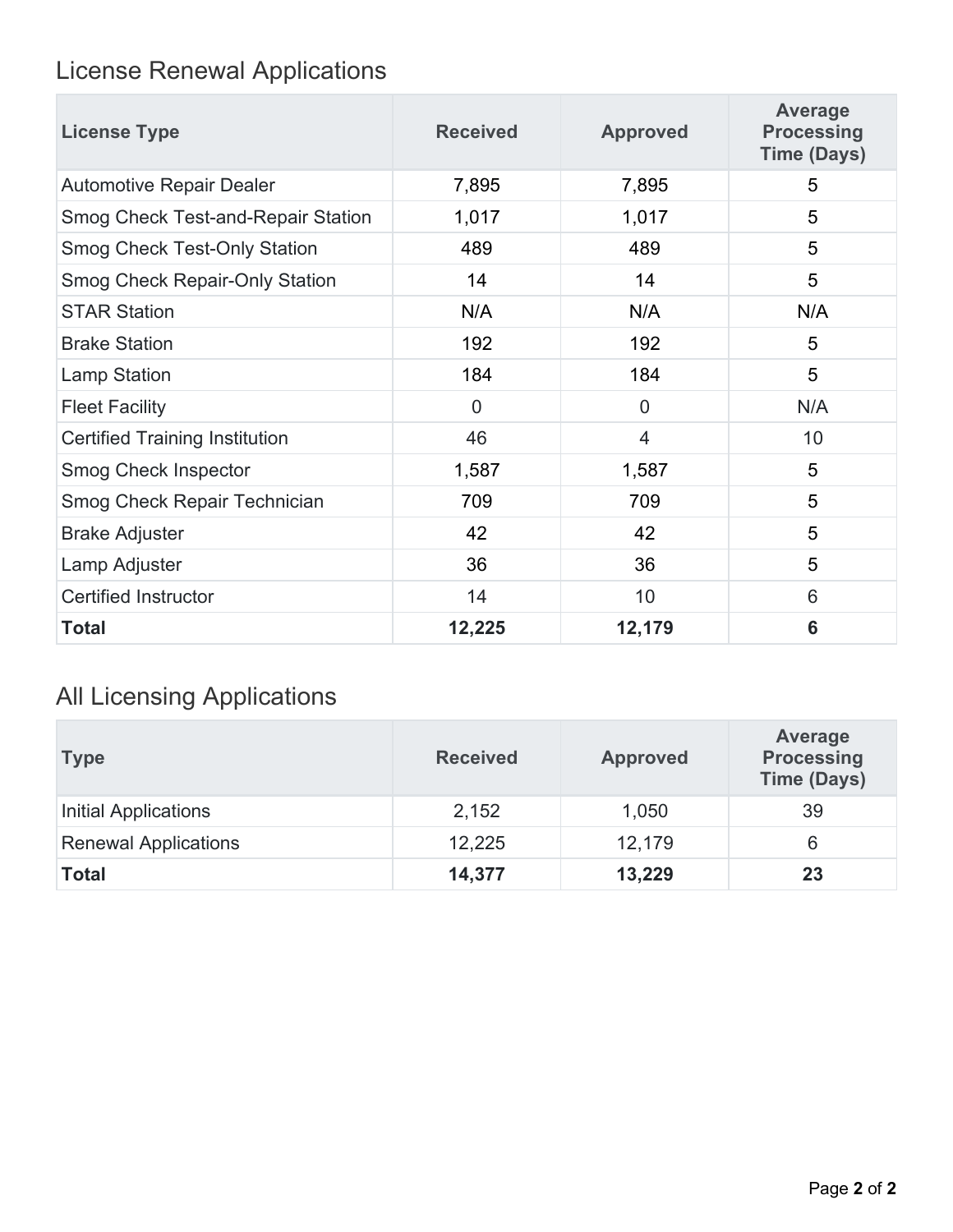## License Renewal Applications

| License Type | Received | Approved | Average Processing Time (Days) |
|---|---|---|---|
| Automotive Repair Dealer | 7,895 | 7,895 | 5 |
| Smog Check Test-and-Repair Station | 1,017 | 1,017 | 5 |
| Smog Check Test-Only Station | 489 | 489 | 5 |
| Smog Check Repair-Only Station | 14 | 14 | 5 |
| STAR Station | N/A | N/A | N/A |
| Brake Station | 192 | 192 | 5 |
| Lamp Station | 184 | 184 | 5 |
| Fleet Facility | 0 | 0 | N/A |
| Certified Training Institution | 46 | 4 | 10 |
| Smog Check Inspector | 1,587 | 1,587 | 5 |
| Smog Check Repair Technician | 709 | 709 | 5 |
| Brake Adjuster | 42 | 42 | 5 |
| Lamp Adjuster | 36 | 36 | 5 |
| Certified Instructor | 14 | 10 | 6 |
| **Total** | **12,225** | **12,179** | **6** |

## All Licensing Applications

| Type | Received | Approved | Average Processing Time (Days) |
|---|---|---|---|
| Initial Applications | 2,152 | 1,050 | 39 |
| Renewal Applications | 12,225 | 12,179 | 6 |
| **Total** | **14,377** | **13,229** | **23** |